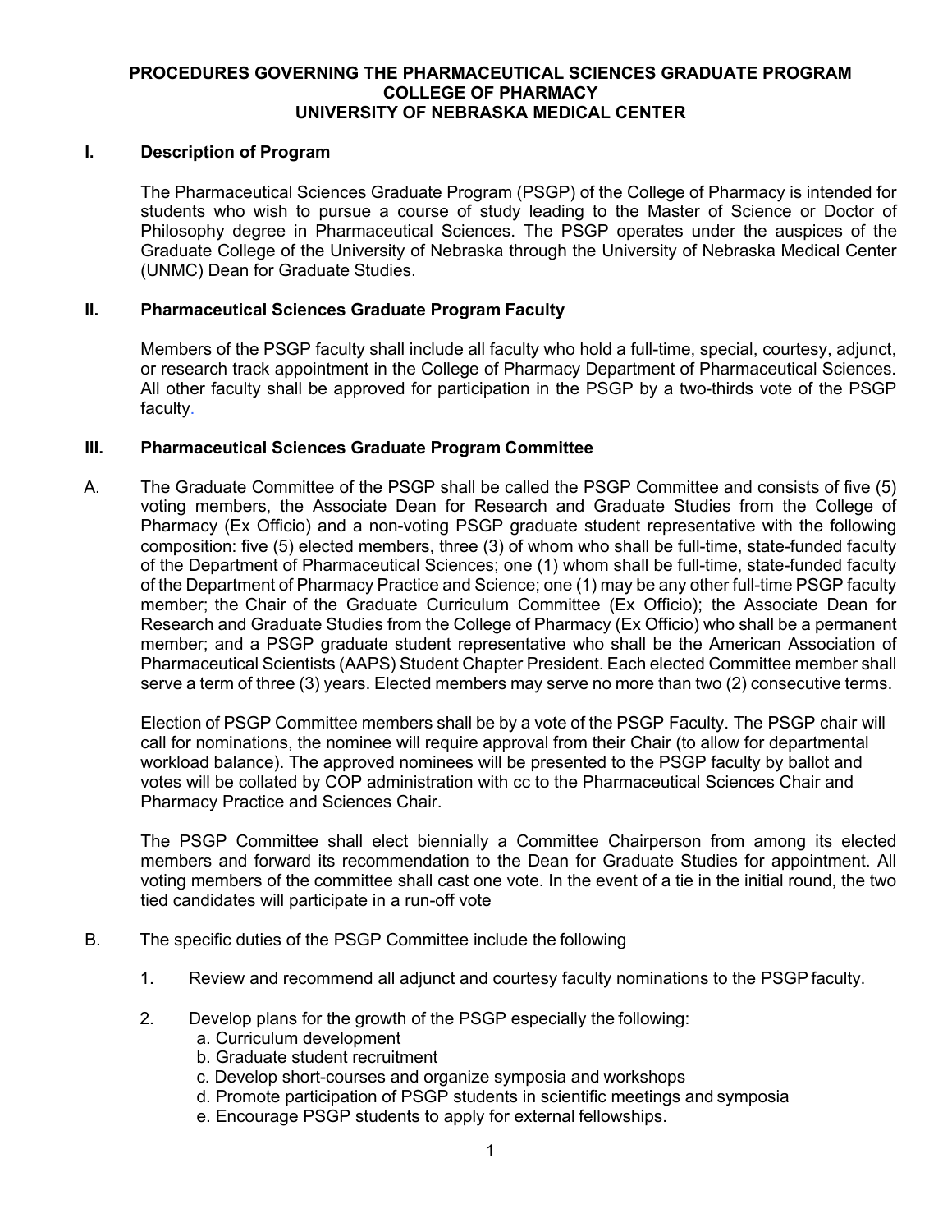**PROCEDURES GOVERNING THE PHARMACEUTICAL SCIENCES GRADUATE PROGRAM**
**COLLEGE OF PHARMACY**
**UNIVERSITY OF NEBRASKA MEDICAL CENTER**

## I. Description of Program

The Pharmaceutical Sciences Graduate Program (PSGP) of the College of Pharmacy is intended for students who wish to pursue a course of study leading to the Master of Science or Doctor of Philosophy degree in Pharmaceutical Sciences. The PSGP operates under the auspices of the Graduate College of the University of Nebraska through the University of Nebraska Medical Center (UNMC) Dean for Graduate Studies.

## II. Pharmaceutical Sciences Graduate Program Faculty

Members of the PSGP faculty shall include all faculty who hold a full-time, special, courtesy, adjunct, or research track appointment in the College of Pharmacy Department of Pharmaceutical Sciences. All other faculty shall be approved for participation in the PSGP by a two-thirds vote of the PSGP faculty.

## III. Pharmaceutical Sciences Graduate Program Committee

A. The Graduate Committee of the PSGP shall be called the PSGP Committee and consists of five (5) voting members, the Associate Dean for Research and Graduate Studies from the College of Pharmacy (Ex Officio) and a non-voting PSGP graduate student representative with the following composition: five (5) elected members, three (3) of whom who shall be full-time, state-funded faculty of the Department of Pharmaceutical Sciences; one (1) whom shall be full-time, state-funded faculty of the Department of Pharmacy Practice and Science; one (1) may be any other full-time PSGP faculty member; the Chair of the Graduate Curriculum Committee (Ex Officio); the Associate Dean for Research and Graduate Studies from the College of Pharmacy (Ex Officio) who shall be a permanent member; and a PSGP graduate student representative who shall be the American Association of Pharmaceutical Scientists (AAPS) Student Chapter President. Each elected Committee member shall serve a term of three (3) years. Elected members may serve no more than two (2) consecutive terms.

Election of PSGP Committee members shall be by a vote of the PSGP Faculty. The PSGP chair will call for nominations, the nominee will require approval from their Chair (to allow for departmental workload balance). The approved nominees will be presented to the PSGP faculty by ballot and votes will be collated by COP administration with cc to the Pharmaceutical Sciences Chair and Pharmacy Practice and Sciences Chair.

The PSGP Committee shall elect biennially a Committee Chairperson from among its elected members and forward its recommendation to the Dean for Graduate Studies for appointment. All voting members of the committee shall cast one vote. In the event of a tie in the initial round, the two tied candidates will participate in a run-off vote

B. The specific duties of the PSGP Committee include the following

1. Review and recommend all adjunct and courtesy faculty nominations to the PSGP faculty.
2. Develop plans for the growth of the PSGP especially the following:
   a. Curriculum development
   b. Graduate student recruitment
   c. Develop short-courses and organize symposia and workshops
   d. Promote participation of PSGP students in scientific meetings and symposia
   e. Encourage PSGP students to apply for external fellowships.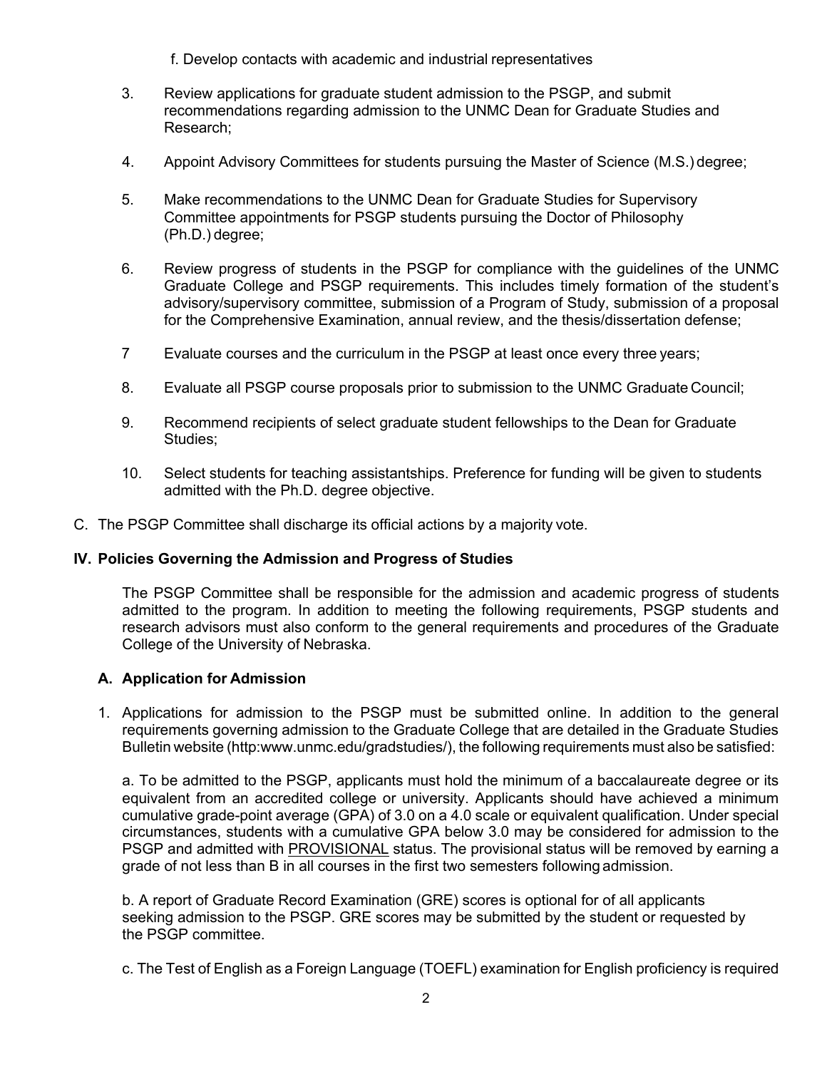f. Develop contacts with academic and industrial representatives

3. Review applications for graduate student admission to the PSGP, and submit recommendations regarding admission to the UNMC Dean for Graduate Studies and Research;

4. Appoint Advisory Committees for students pursuing the Master of Science (M.S.) degree;

5. Make recommendations to the UNMC Dean for Graduate Studies for Supervisory Committee appointments for PSGP students pursuing the Doctor of Philosophy (Ph.D.) degree;

6. Review progress of students in the PSGP for compliance with the guidelines of the UNMC Graduate College and PSGP requirements. This includes timely formation of the student's advisory/supervisory committee, submission of a Program of Study, submission of a proposal for the Comprehensive Examination, annual review, and the thesis/dissertation defense;

7 Evaluate courses and the curriculum in the PSGP at least once every three years;

8. Evaluate all PSGP course proposals prior to submission to the UNMC Graduate Council;

9. Recommend recipients of select graduate student fellowships to the Dean for Graduate Studies;

10. Select students for teaching assistantships. Preference for funding will be given to students admitted with the Ph.D. degree objective.

C. The PSGP Committee shall discharge its official actions by a majority vote.

## IV. Policies Governing the Admission and Progress of Studies

The PSGP Committee shall be responsible for the admission and academic progress of students admitted to the program. In addition to meeting the following requirements, PSGP students and research advisors must also conform to the general requirements and procedures of the Graduate College of the University of Nebraska.

### A. Application for Admission

1. Applications for admission to the PSGP must be submitted online. In addition to the general requirements governing admission to the Graduate College that are detailed in the Graduate Studies Bulletin website (http:www.unmc.edu/gradstudies/), the following requirements must also be satisfied:

   a. To be admitted to the PSGP, applicants must hold the minimum of a baccalaureate degree or its equivalent from an accredited college or university. Applicants should have achieved a minimum cumulative grade-point average (GPA) of 3.0 on a 4.0 scale or equivalent qualification. Under special circumstances, students with a cumulative GPA below 3.0 may be considered for admission to the PSGP and admitted with <u>PROVISIONAL</u> status. The provisional status will be removed by earning a grade of not less than B in all courses in the first two semesters following admission.

   b. A report of Graduate Record Examination (GRE) scores is optional for of all applicants seeking admission to the PSGP. GRE scores may be submitted by the student or requested by the PSGP committee.

   c. The Test of English as a Foreign Language (TOEFL) examination for English proficiency is required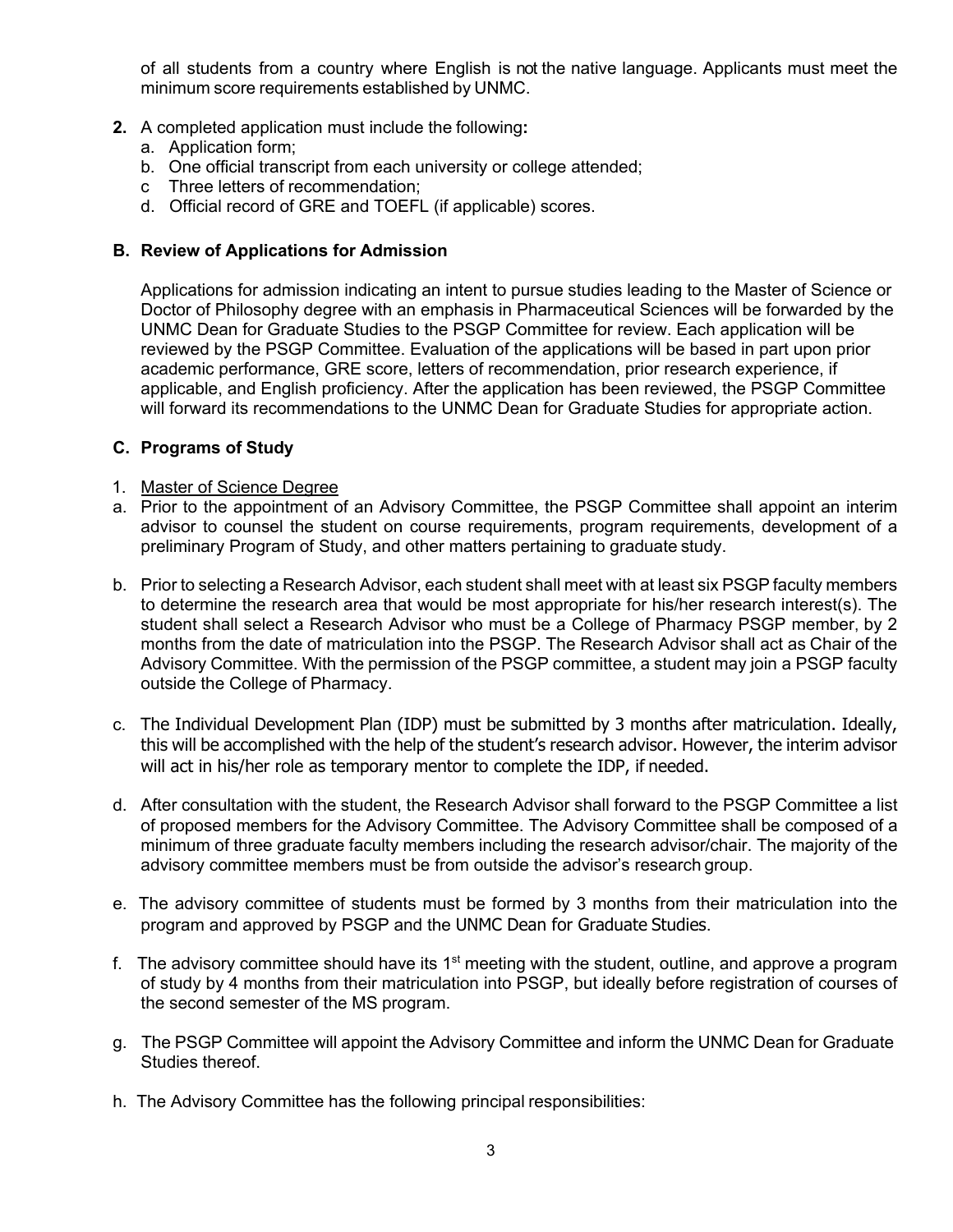of all students from a country where English is not the native language. Applicants must meet the minimum score requirements established by UNMC.

**2.** A completed application must include the following**:**
   a. Application form;
   b. One official transcript from each university or college attended;
   c Three letters of recommendation;
   d. Official record of GRE and TOEFL (if applicable) scores.

### B. Review of Applications for Admission

Applications for admission indicating an intent to pursue studies leading to the Master of Science or Doctor of Philosophy degree with an emphasis in Pharmaceutical Sciences will be forwarded by the UNMC Dean for Graduate Studies to the PSGP Committee for review. Each application will be reviewed by the PSGP Committee. Evaluation of the applications will be based in part upon prior academic performance, GRE score, letters of recommendation, prior research experience, if applicable, and English proficiency. After the application has been reviewed, the PSGP Committee will forward its recommendations to the UNMC Dean for Graduate Studies for appropriate action.

### C. Programs of Study

1. Master of Science Degree

a. Prior to the appointment of an Advisory Committee, the PSGP Committee shall appoint an interim advisor to counsel the student on course requirements, program requirements, development of a preliminary Program of Study, and other matters pertaining to graduate study.

b. Prior to selecting a Research Advisor, each student shall meet with at least six PSGP faculty members to determine the research area that would be most appropriate for his/her research interest(s). The student shall select a Research Advisor who must be a College of Pharmacy PSGP member, by 2 months from the date of matriculation into the PSGP. The Research Advisor shall act as Chair of the Advisory Committee. With the permission of the PSGP committee, a student may join a PSGP faculty outside the College of Pharmacy.

c. The Individual Development Plan (IDP) must be submitted by 3 months after matriculation. Ideally, this will be accomplished with the help of the student's research advisor. However, the interim advisor will act in his/her role as temporary mentor to complete the IDP, if needed.

d. After consultation with the student, the Research Advisor shall forward to the PSGP Committee a list of proposed members for the Advisory Committee. The Advisory Committee shall be composed of a minimum of three graduate faculty members including the research advisor/chair. The majority of the advisory committee members must be from outside the advisor's research group.

e. The advisory committee of students must be formed by 3 months from their matriculation into the program and approved by PSGP and the UNMC Dean for Graduate Studies.

f. The advisory committee should have its 1st meeting with the student, outline, and approve a program of study by 4 months from their matriculation into PSGP, but ideally before registration of courses of the second semester of the MS program.

g. The PSGP Committee will appoint the Advisory Committee and inform the UNMC Dean for Graduate Studies thereof.

h. The Advisory Committee has the following principal responsibilities: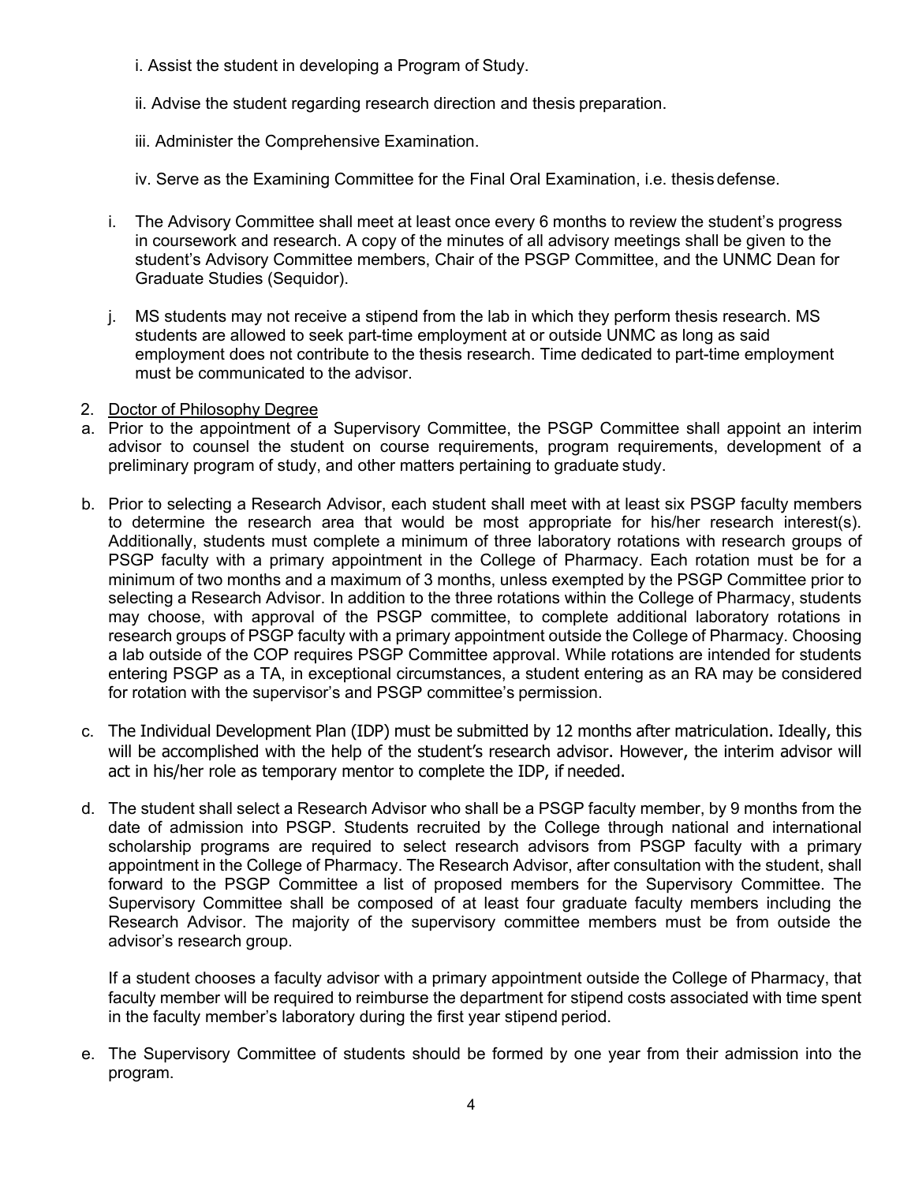i. Assist the student in developing a Program of Study.

ii. Advise the student regarding research direction and thesis preparation.

iii. Administer the Comprehensive Examination.

iv. Serve as the Examining Committee for the Final Oral Examination, i.e. thesis defense.

i. The Advisory Committee shall meet at least once every 6 months to review the student's progress in coursework and research. A copy of the minutes of all advisory meetings shall be given to the student's Advisory Committee members, Chair of the PSGP Committee, and the UNMC Dean for Graduate Studies (Sequidor).

j. MS students may not receive a stipend from the lab in which they perform thesis research. MS students are allowed to seek part-time employment at or outside UNMC as long as said employment does not contribute to the thesis research. Time dedicated to part-time employment must be communicated to the advisor.

2. Doctor of Philosophy Degree

a. Prior to the appointment of a Supervisory Committee, the PSGP Committee shall appoint an interim advisor to counsel the student on course requirements, program requirements, development of a preliminary program of study, and other matters pertaining to graduate study.

b. Prior to selecting a Research Advisor, each student shall meet with at least six PSGP faculty members to determine the research area that would be most appropriate for his/her research interest(s). Additionally, students must complete a minimum of three laboratory rotations with research groups of PSGP faculty with a primary appointment in the College of Pharmacy. Each rotation must be for a minimum of two months and a maximum of 3 months, unless exempted by the PSGP Committee prior to selecting a Research Advisor. In addition to the three rotations within the College of Pharmacy, students may choose, with approval of the PSGP committee, to complete additional laboratory rotations in research groups of PSGP faculty with a primary appointment outside the College of Pharmacy. Choosing a lab outside of the COP requires PSGP Committee approval. While rotations are intended for students entering PSGP as a TA, in exceptional circumstances, a student entering as an RA may be considered for rotation with the supervisor's and PSGP committee's permission.

c. The Individual Development Plan (IDP) must be submitted by 12 months after matriculation. Ideally, this will be accomplished with the help of the student's research advisor. However, the interim advisor will act in his/her role as temporary mentor to complete the IDP, if needed.

d. The student shall select a Research Advisor who shall be a PSGP faculty member, by 9 months from the date of admission into PSGP. Students recruited by the College through national and international scholarship programs are required to select research advisors from PSGP faculty with a primary appointment in the College of Pharmacy. The Research Advisor, after consultation with the student, shall forward to the PSGP Committee a list of proposed members for the Supervisory Committee. The Supervisory Committee shall be composed of at least four graduate faculty members including the Research Advisor. The majority of the supervisory committee members must be from outside the advisor's research group.

If a student chooses a faculty advisor with a primary appointment outside the College of Pharmacy, that faculty member will be required to reimburse the department for stipend costs associated with time spent in the faculty member's laboratory during the first year stipend period.

e. The Supervisory Committee of students should be formed by one year from their admission into the program.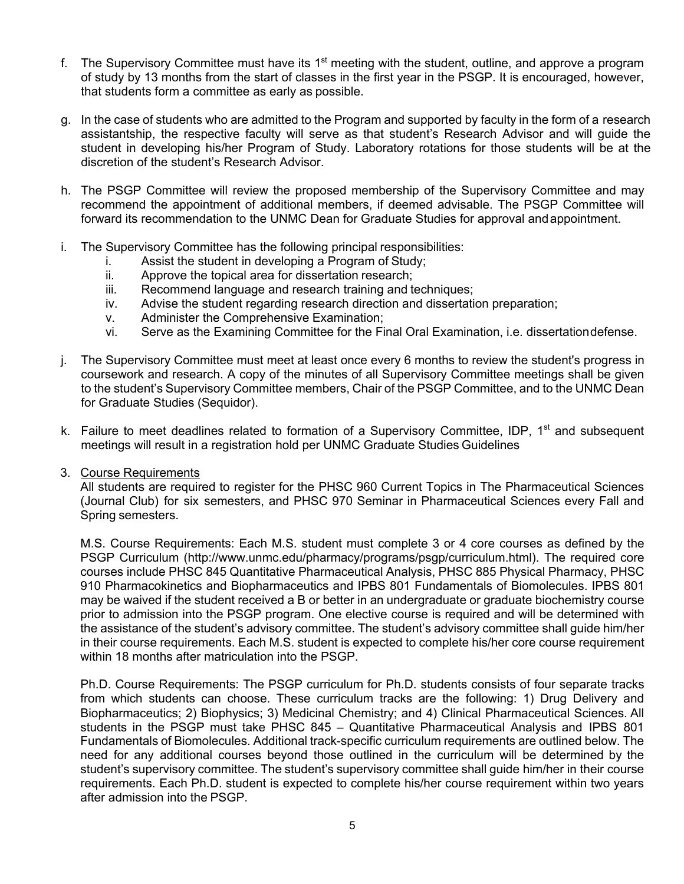f. The Supervisory Committee must have its 1st meeting with the student, outline, and approve a program of study by 13 months from the start of classes in the first year in the PSGP. It is encouraged, however, that students form a committee as early as possible.

g. In the case of students who are admitted to the Program and supported by faculty in the form of a research assistantship, the respective faculty will serve as that student's Research Advisor and will guide the student in developing his/her Program of Study. Laboratory rotations for those students will be at the discretion of the student's Research Advisor.

h. The PSGP Committee will review the proposed membership of the Supervisory Committee and may recommend the appointment of additional members, if deemed advisable. The PSGP Committee will forward its recommendation to the UNMC Dean for Graduate Studies for approval and appointment.

i. The Supervisory Committee has the following principal responsibilities:
   i. Assist the student in developing a Program of Study;
   ii. Approve the topical area for dissertation research;
   iii. Recommend language and research training and techniques;
   iv. Advise the student regarding research direction and dissertation preparation;
   v. Administer the Comprehensive Examination;
   vi. Serve as the Examining Committee for the Final Oral Examination, i.e. dissertation defense.

j. The Supervisory Committee must meet at least once every 6 months to review the student's progress in coursework and research. A copy of the minutes of all Supervisory Committee meetings shall be given to the student's Supervisory Committee members, Chair of the PSGP Committee, and to the UNMC Dean for Graduate Studies (Sequidor).

k. Failure to meet deadlines related to formation of a Supervisory Committee, IDP, 1st and subsequent meetings will result in a registration hold per UNMC Graduate Studies Guidelines

3. <u>Course Requirements</u>

All students are required to register for the PHSC 960 Current Topics in The Pharmaceutical Sciences (Journal Club) for six semesters, and PHSC 970 Seminar in Pharmaceutical Sciences every Fall and Spring semesters.

M.S. Course Requirements: Each M.S. student must complete 3 or 4 core courses as defined by the PSGP Curriculum (http://www.unmc.edu/pharmacy/programs/psgp/curriculum.html). The required core courses include PHSC 845 Quantitative Pharmaceutical Analysis, PHSC 885 Physical Pharmacy, PHSC 910 Pharmacokinetics and Biopharmaceutics and IPBS 801 Fundamentals of Biomolecules. IPBS 801 may be waived if the student received a B or better in an undergraduate or graduate biochemistry course prior to admission into the PSGP program. One elective course is required and will be determined with the assistance of the student's advisory committee. The student's advisory committee shall guide him/her in their course requirements. Each M.S. student is expected to complete his/her core course requirement within 18 months after matriculation into the PSGP.

Ph.D. Course Requirements: The PSGP curriculum for Ph.D. students consists of four separate tracks from which students can choose. These curriculum tracks are the following: 1) Drug Delivery and Biopharmaceutics; 2) Biophysics; 3) Medicinal Chemistry; and 4) Clinical Pharmaceutical Sciences. All students in the PSGP must take PHSC 845 – Quantitative Pharmaceutical Analysis and IPBS 801 Fundamentals of Biomolecules. Additional track-specific curriculum requirements are outlined below. The need for any additional courses beyond those outlined in the curriculum will be determined by the student's supervisory committee. The student's supervisory committee shall guide him/her in their course requirements. Each Ph.D. student is expected to complete his/her course requirement within two years after admission into the PSGP.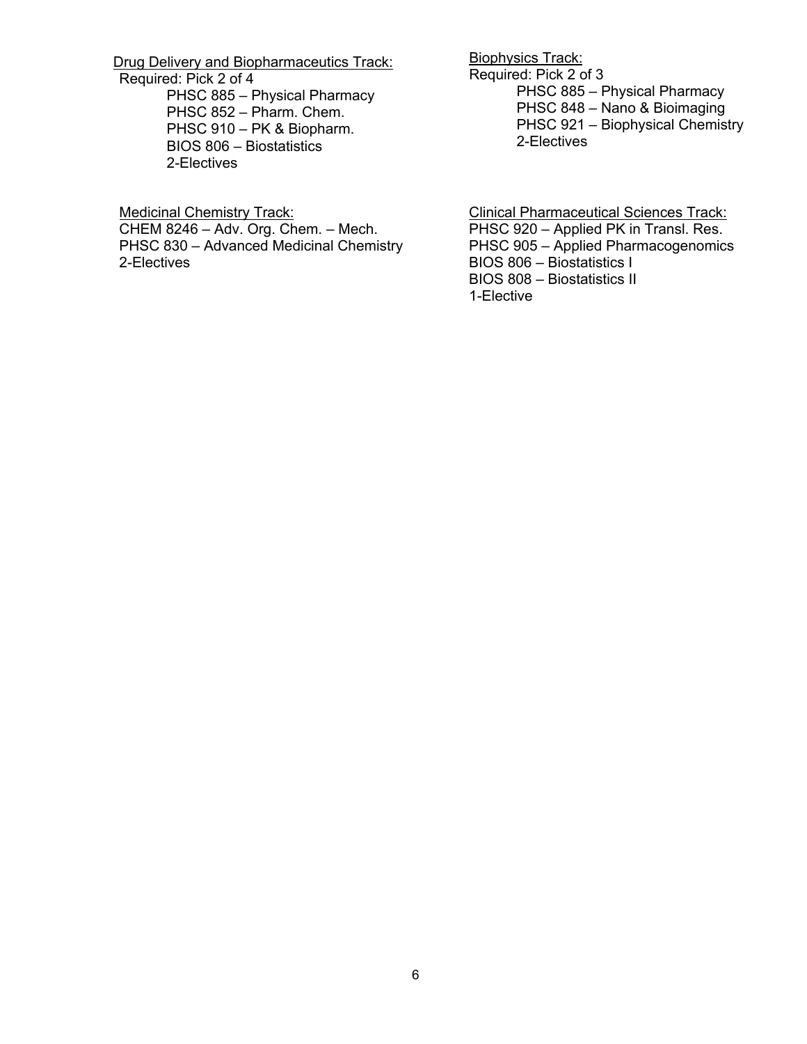<u>Drug Delivery and Biopharmaceutics Track:</u>

Required: Pick 2 of 4

- PHSC 885 – Physical Pharmacy
- PHSC 852 – Pharm. Chem.
- PHSC 910 – PK & Biopharm.
- BIOS 806 – Biostatistics
- 2-Electives

<u>Biophysics Track:</u>

Required: Pick 2 of 3

- PHSC 885 – Physical Pharmacy
- PHSC 848 – Nano & Bioimaging
- PHSC 921 – Biophysical Chemistry
- 2-Electives

<u>Medicinal Chemistry Track:</u>

CHEM 8246 – Adv. Org. Chem. – Mech.
PHSC 830 – Advanced Medicinal Chemistry
2-Electives

<u>Clinical Pharmaceutical Sciences Track:</u>

PHSC 920 – Applied PK in Transl. Res.
PHSC 905 – Applied Pharmacogenomics
BIOS 806 – Biostatistics I
BIOS 808 – Biostatistics II
1-Elective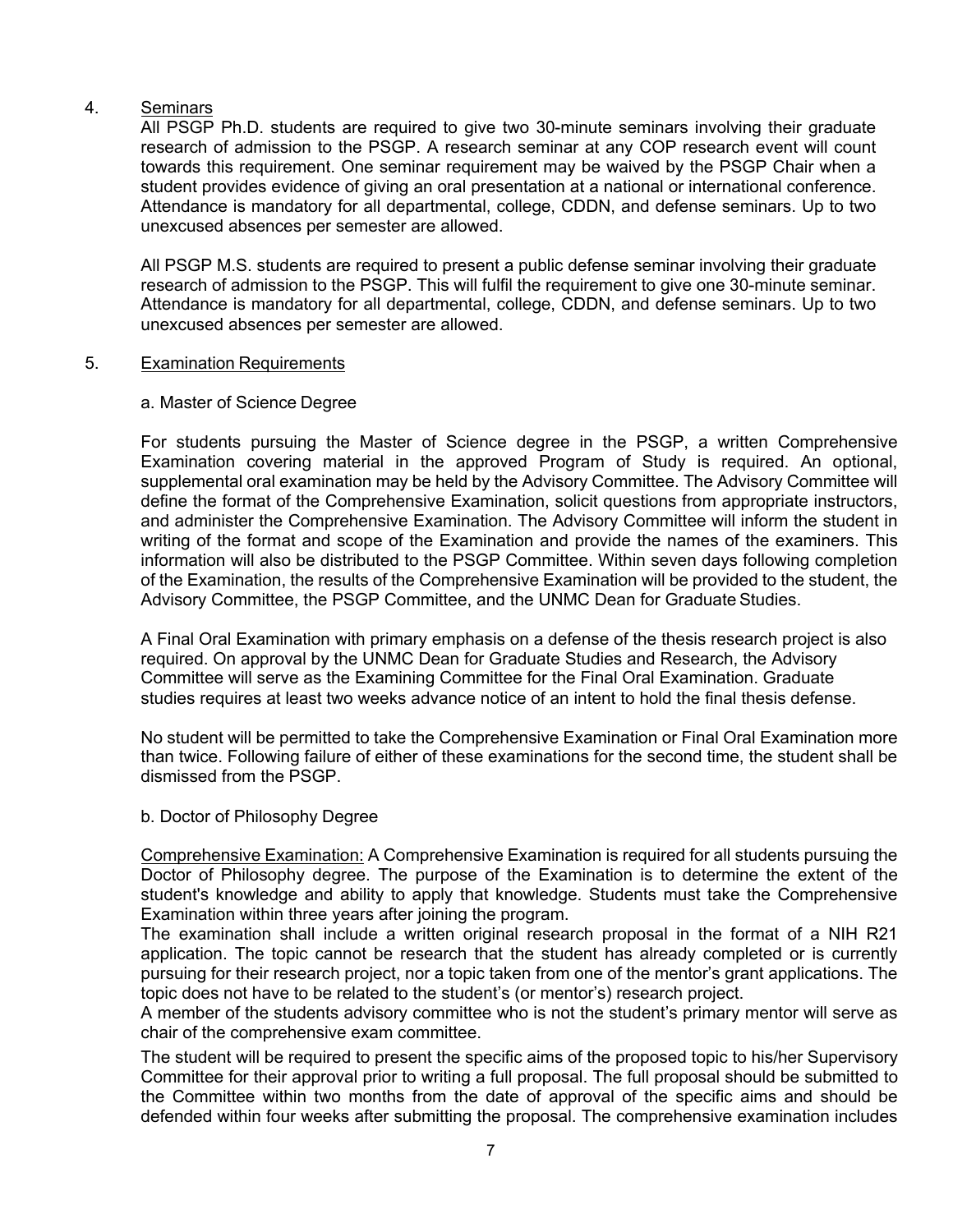4. <u>Seminars</u>

All PSGP Ph.D. students are required to give two 30-minute seminars involving their graduate research of admission to the PSGP. A research seminar at any COP research event will count towards this requirement. One seminar requirement may be waived by the PSGP Chair when a student provides evidence of giving an oral presentation at a national or international conference. Attendance is mandatory for all departmental, college, CDDN, and defense seminars. Up to two unexcused absences per semester are allowed.

All PSGP M.S. students are required to present a public defense seminar involving their graduate research of admission to the PSGP. This will fulfil the requirement to give one 30-minute seminar. Attendance is mandatory for all departmental, college, CDDN, and defense seminars. Up to two unexcused absences per semester are allowed.

5. <u>Examination Requirements</u>

a. Master of Science Degree

For students pursuing the Master of Science degree in the PSGP, a written Comprehensive Examination covering material in the approved Program of Study is required. An optional, supplemental oral examination may be held by the Advisory Committee. The Advisory Committee will define the format of the Comprehensive Examination, solicit questions from appropriate instructors, and administer the Comprehensive Examination. The Advisory Committee will inform the student in writing of the format and scope of the Examination and provide the names of the examiners. This information will also be distributed to the PSGP Committee. Within seven days following completion of the Examination, the results of the Comprehensive Examination will be provided to the student, the Advisory Committee, the PSGP Committee, and the UNMC Dean for Graduate Studies.

A Final Oral Examination with primary emphasis on a defense of the thesis research project is also required. On approval by the UNMC Dean for Graduate Studies and Research, the Advisory Committee will serve as the Examining Committee for the Final Oral Examination. Graduate studies requires at least two weeks advance notice of an intent to hold the final thesis defense.

No student will be permitted to take the Comprehensive Examination or Final Oral Examination more than twice. Following failure of either of these examinations for the second time, the student shall be dismissed from the PSGP.

b. Doctor of Philosophy Degree

<u>Comprehensive Examination:</u> A Comprehensive Examination is required for all students pursuing the Doctor of Philosophy degree. The purpose of the Examination is to determine the extent of the student's knowledge and ability to apply that knowledge. Students must take the Comprehensive Examination within three years after joining the program.

The examination shall include a written original research proposal in the format of a NIH R21 application. The topic cannot be research that the student has already completed or is currently pursuing for their research project, nor a topic taken from one of the mentor's grant applications. The topic does not have to be related to the student's (or mentor's) research project.

A member of the students advisory committee who is not the student's primary mentor will serve as chair of the comprehensive exam committee.

The student will be required to present the specific aims of the proposed topic to his/her Supervisory Committee for their approval prior to writing a full proposal. The full proposal should be submitted to the Committee within two months from the date of approval of the specific aims and should be defended within four weeks after submitting the proposal. The comprehensive examination includes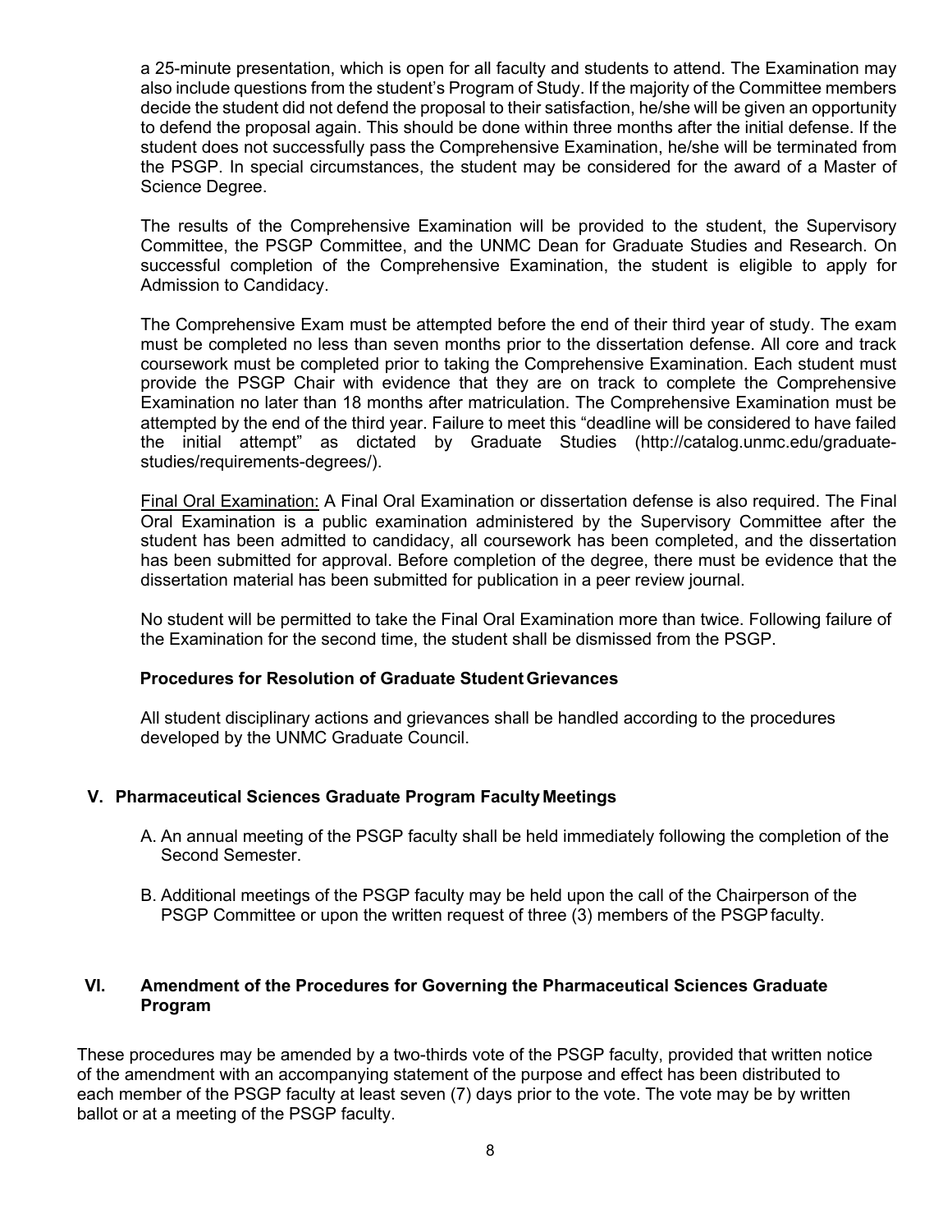a 25-minute presentation, which is open for all faculty and students to attend. The Examination may also include questions from the student's Program of Study. If the majority of the Committee members decide the student did not defend the proposal to their satisfaction, he/she will be given an opportunity to defend the proposal again. This should be done within three months after the initial defense. If the student does not successfully pass the Comprehensive Examination, he/she will be terminated from the PSGP. In special circumstances, the student may be considered for the award of a Master of Science Degree.

The results of the Comprehensive Examination will be provided to the student, the Supervisory Committee, the PSGP Committee, and the UNMC Dean for Graduate Studies and Research. On successful completion of the Comprehensive Examination, the student is eligible to apply for Admission to Candidacy.

The Comprehensive Exam must be attempted before the end of their third year of study. The exam must be completed no less than seven months prior to the dissertation defense. All core and track coursework must be completed prior to taking the Comprehensive Examination. Each student must provide the PSGP Chair with evidence that they are on track to complete the Comprehensive Examination no later than 18 months after matriculation. The Comprehensive Examination must be attempted by the end of the third year. Failure to meet this "deadline will be considered to have failed the initial attempt" as dictated by Graduate Studies (http://catalog.unmc.edu/graduate-studies/requirements-degrees/).

Final Oral Examination: A Final Oral Examination or dissertation defense is also required. The Final Oral Examination is a public examination administered by the Supervisory Committee after the student has been admitted to candidacy, all coursework has been completed, and the dissertation has been submitted for approval. Before completion of the degree, there must be evidence that the dissertation material has been submitted for publication in a peer review journal.

No student will be permitted to take the Final Oral Examination more than twice. Following failure of the Examination for the second time, the student shall be dismissed from the PSGP.

**Procedures for Resolution of Graduate Student Grievances**

All student disciplinary actions and grievances shall be handled according to the procedures developed by the UNMC Graduate Council.

## V. Pharmaceutical Sciences Graduate Program Faculty Meetings

A. An annual meeting of the PSGP faculty shall be held immediately following the completion of the Second Semester.

B. Additional meetings of the PSGP faculty may be held upon the call of the Chairperson of the PSGP Committee or upon the written request of three (3) members of the PSGP faculty.

## VI. Amendment of the Procedures for Governing the Pharmaceutical Sciences Graduate Program

These procedures may be amended by a two-thirds vote of the PSGP faculty, provided that written notice of the amendment with an accompanying statement of the purpose and effect has been distributed to each member of the PSGP faculty at least seven (7) days prior to the vote. The vote may be by written ballot or at a meeting of the PSGP faculty.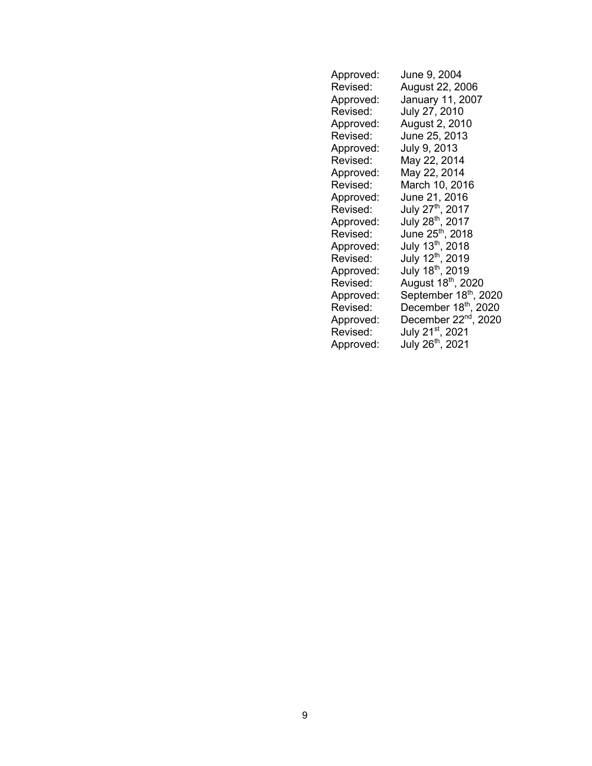| | |
|---|---|
| Approved: | June 9, 2004 |
| Revised: | August 22, 2006 |
| Approved: | January 11, 2007 |
| Revised: | July 27, 2010 |
| Approved: | August 2, 2010 |
| Revised: | June 25, 2013 |
| Approved: | July 9, 2013 |
| Revised: | May 22, 2014 |
| Approved: | May 22, 2014 |
| Revised: | March 10, 2016 |
| Approved: | June 21, 2016 |
| Revised: | July 27th, 2017 |
| Approved: | July 28th, 2017 |
| Revised: | June 25th, 2018 |
| Approved: | July 13th, 2018 |
| Revised: | July 12th, 2019 |
| Approved: | July 18th, 2019 |
| Revised: | August 18th, 2020 |
| Approved: | September 18th, 2020 |
| Revised: | December 18th, 2020 |
| Approved: | December 22nd, 2020 |
| Revised: | July 21st, 2021 |
| Approved: | July 26th, 2021 |